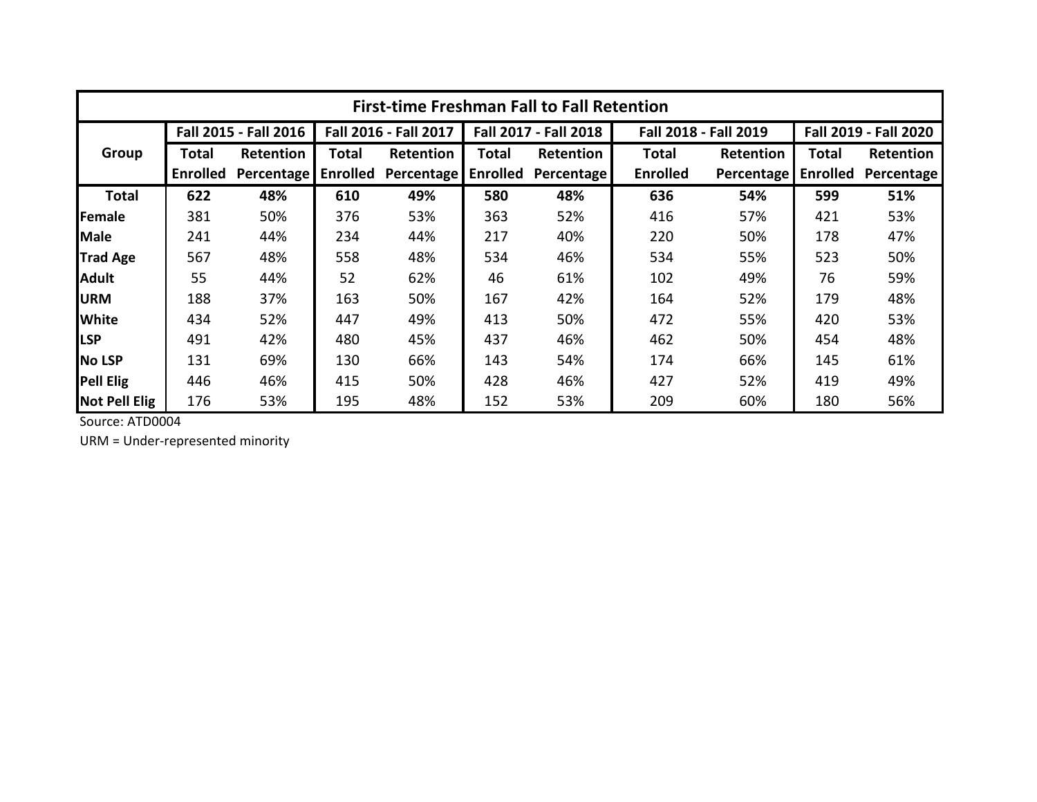| First-time Freshman Fall to Fall Retention | | | | | | | | | | |
|---|---|---|---|---|---|---|---|---|---|---|
| **Group** | **Fall 2015 - Fall 2016** | | **Fall 2016 - Fall 2017** | | **Fall 2017 - Fall 2018** | | **Fall 2018 - Fall 2019** | | **Fall 2019 - Fall 2020** | |
| | **Total Enrolled** | **Retention Percentage** | **Total Enrolled** | **Retention Percentage** | **Total Enrolled** | **Retention Percentage** | **Total Enrolled** | **Retention Percentage** | **Total Enrolled** | **Retention Percentage** |
| **Total** | **622** | **48%** | **610** | **49%** | **580** | **48%** | **636** | **54%** | **599** | **51%** |
| **Female** | 381 | 50% | 376 | 53% | 363 | 52% | 416 | 57% | 421 | 53% |
| **Male** | 241 | 44% | 234 | 44% | 217 | 40% | 220 | 50% | 178 | 47% |
| **Trad Age** | 567 | 48% | 558 | 48% | 534 | 46% | 534 | 55% | 523 | 50% |
| **Adult** | 55 | 44% | 52 | 62% | 46 | 61% | 102 | 49% | 76 | 59% |
| **URM** | 188 | 37% | 163 | 50% | 167 | 42% | 164 | 52% | 179 | 48% |
| **White** | 434 | 52% | 447 | 49% | 413 | 50% | 472 | 55% | 420 | 53% |
| **LSP** | 491 | 42% | 480 | 45% | 437 | 46% | 462 | 50% | 454 | 48% |
| **No LSP** | 131 | 69% | 130 | 66% | 143 | 54% | 174 | 66% | 145 | 61% |
| **Pell Elig** | 446 | 46% | 415 | 50% | 428 | 46% | 427 | 52% | 419 | 49% |
| **Not Pell Elig** | 176 | 53% | 195 | 48% | 152 | 53% | 209 | 60% | 180 | 56% |

Source: ATD0004

URM = Under-represented minority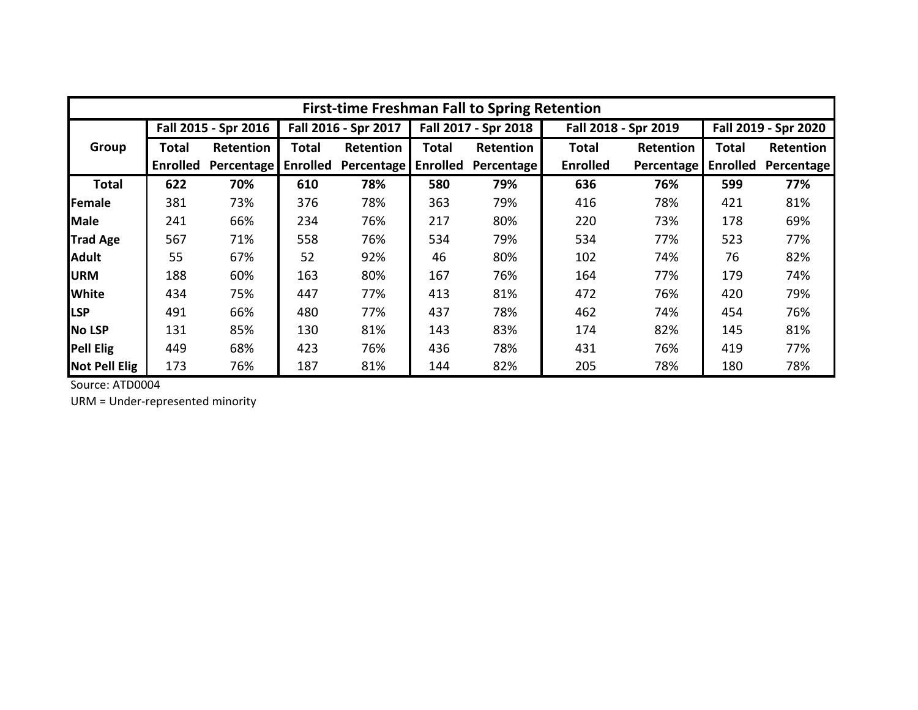| First-time Freshman Fall to Spring Retention | | | | | | | | | | |
|---|---|---|---|---|---|---|---|---|---|---|
| **Group** | **Fall 2015 - Spr 2016** | | **Fall 2016 - Spr 2017** | | **Fall 2017 - Spr 2018** | | **Fall 2018 - Spr 2019** | | **Fall 2019 - Spr 2020** | |
| | **Total Enrolled** | **Retention Percentage** | **Total Enrolled** | **Retention Percentage** | **Total Enrolled** | **Retention Percentage** | **Total Enrolled** | **Retention Percentage** | **Total Enrolled** | **Retention Percentage** |
| **Total** | **622** | **70%** | **610** | **78%** | **580** | **79%** | **636** | **76%** | **599** | **77%** |
| **Female** | 381 | 73% | 376 | 78% | 363 | 79% | 416 | 78% | 421 | 81% |
| **Male** | 241 | 66% | 234 | 76% | 217 | 80% | 220 | 73% | 178 | 69% |
| **Trad Age** | 567 | 71% | 558 | 76% | 534 | 79% | 534 | 77% | 523 | 77% |
| **Adult** | 55 | 67% | 52 | 92% | 46 | 80% | 102 | 74% | 76 | 82% |
| **URM** | 188 | 60% | 163 | 80% | 167 | 76% | 164 | 77% | 179 | 74% |
| **White** | 434 | 75% | 447 | 77% | 413 | 81% | 472 | 76% | 420 | 79% |
| **LSP** | 491 | 66% | 480 | 77% | 437 | 78% | 462 | 74% | 454 | 76% |
| **No LSP** | 131 | 85% | 130 | 81% | 143 | 83% | 174 | 82% | 145 | 81% |
| **Pell Elig** | 449 | 68% | 423 | 76% | 436 | 78% | 431 | 76% | 419 | 77% |
| **Not Pell Elig** | 173 | 76% | 187 | 81% | 144 | 82% | 205 | 78% | 180 | 78% |

Source: ATD0004

URM = Under-represented minority